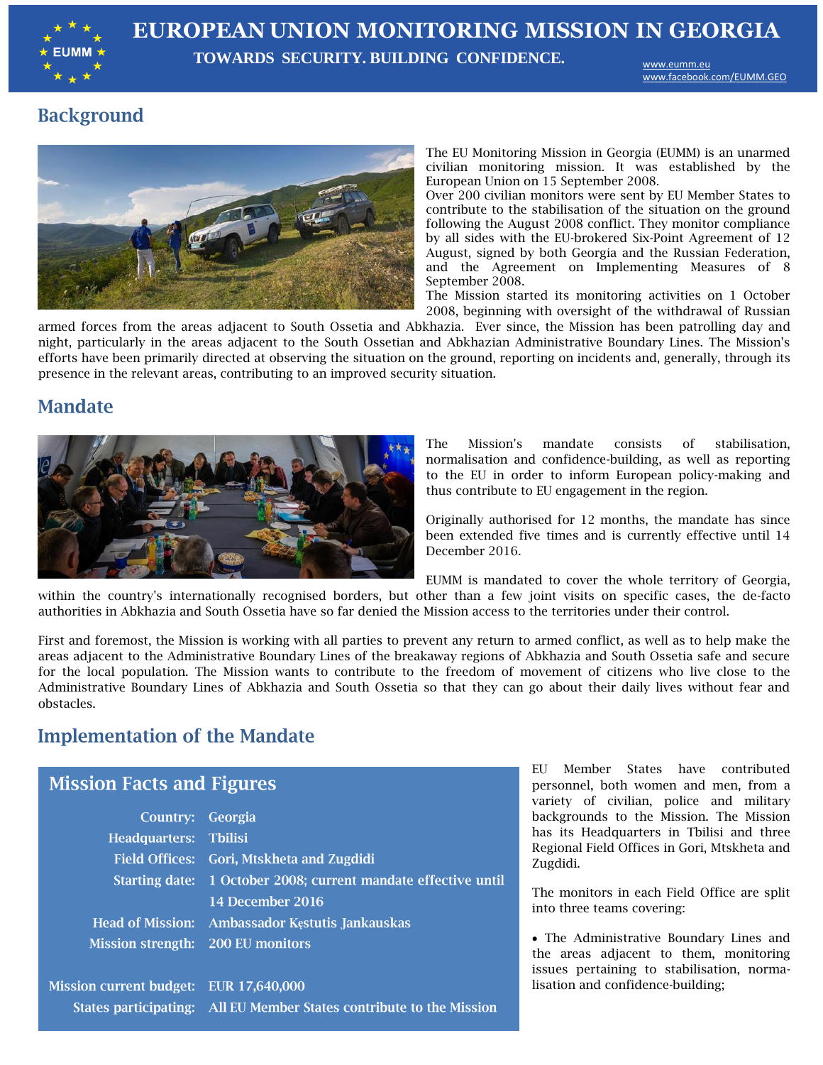# EUROPEAN UNION MONITORING MISSION IN GEORGIA

**TOWARDS SECURITY. BUILDING CONFIDENCE.**

www.eumm.eu
www.facebook.com/EUMM.GEO

## Background

The EU Monitoring Mission in Georgia (EUMM) is an unarmed civilian monitoring mission. It was established by the European Union on 15 September 2008.

Over 200 civilian monitors were sent by EU Member States to contribute to the stabilisation of the situation on the ground following the August 2008 conflict. They monitor compliance by all sides with the EU-brokered Six-Point Agreement of 12 August, signed by both Georgia and the Russian Federation, and the Agreement on Implementing Measures of 8 September 2008.

The Mission started its monitoring activities on 1 October 2008, beginning with oversight of the withdrawal of Russian armed forces from the areas adjacent to South Ossetia and Abkhazia. Ever since, the Mission has been patrolling day and night, particularly in the areas adjacent to the South Ossetian and Abkhazian Administrative Boundary Lines. The Mission's efforts have been primarily directed at observing the situation on the ground, reporting on incidents and, generally, through its presence in the relevant areas, contributing to an improved security situation.

## Mandate

The Mission's mandate consists of stabilisation, normalisation and confidence-building, as well as reporting to the EU in order to inform European policy-making and thus contribute to EU engagement in the region.

Originally authorised for 12 months, the mandate has since been extended five times and is currently effective until 14 December 2016.

EUMM is mandated to cover the whole territory of Georgia, within the country's internationally recognised borders, but other than a few joint visits on specific cases, the de-facto authorities in Abkhazia and South Ossetia have so far denied the Mission access to the territories under their control.

First and foremost, the Mission is working with all parties to prevent any return to armed conflict, as well as to help make the areas adjacent to the Administrative Boundary Lines of the breakaway regions of Abkhazia and South Ossetia safe and secure for the local population. The Mission wants to contribute to the freedom of movement of citizens who live close to the Administrative Boundary Lines of Abkhazia and South Ossetia so that they can go about their daily lives without fear and obstacles.

## Implementation of the Mandate

### Mission Facts and Figures

| | |
|---|---|
| Country: | Georgia |
| Headquarters: | Tbilisi |
| Field Offices: | Gori, Mtskheta and Zugdidi |
| Starting date: | 1 October 2008; current mandate effective until 14 December 2016 |
| Head of Mission: | Ambassador Kęstutis Jankauskas |
| Mission strength: | 200 EU monitors |
| Mission current budget: | EUR 17,640,000 |
| States participating: | All EU Member States contribute to the Mission |

EU Member States have contributed personnel, both women and men, from a variety of civilian, police and military backgrounds to the Mission. The Mission has its Headquarters in Tbilisi and three Regional Field Offices in Gori, Mtskheta and Zugdidi.

The monitors in each Field Office are split into three teams covering:

- The Administrative Boundary Lines and the areas adjacent to them, monitoring issues pertaining to stabilisation, normalisation and confidence-building;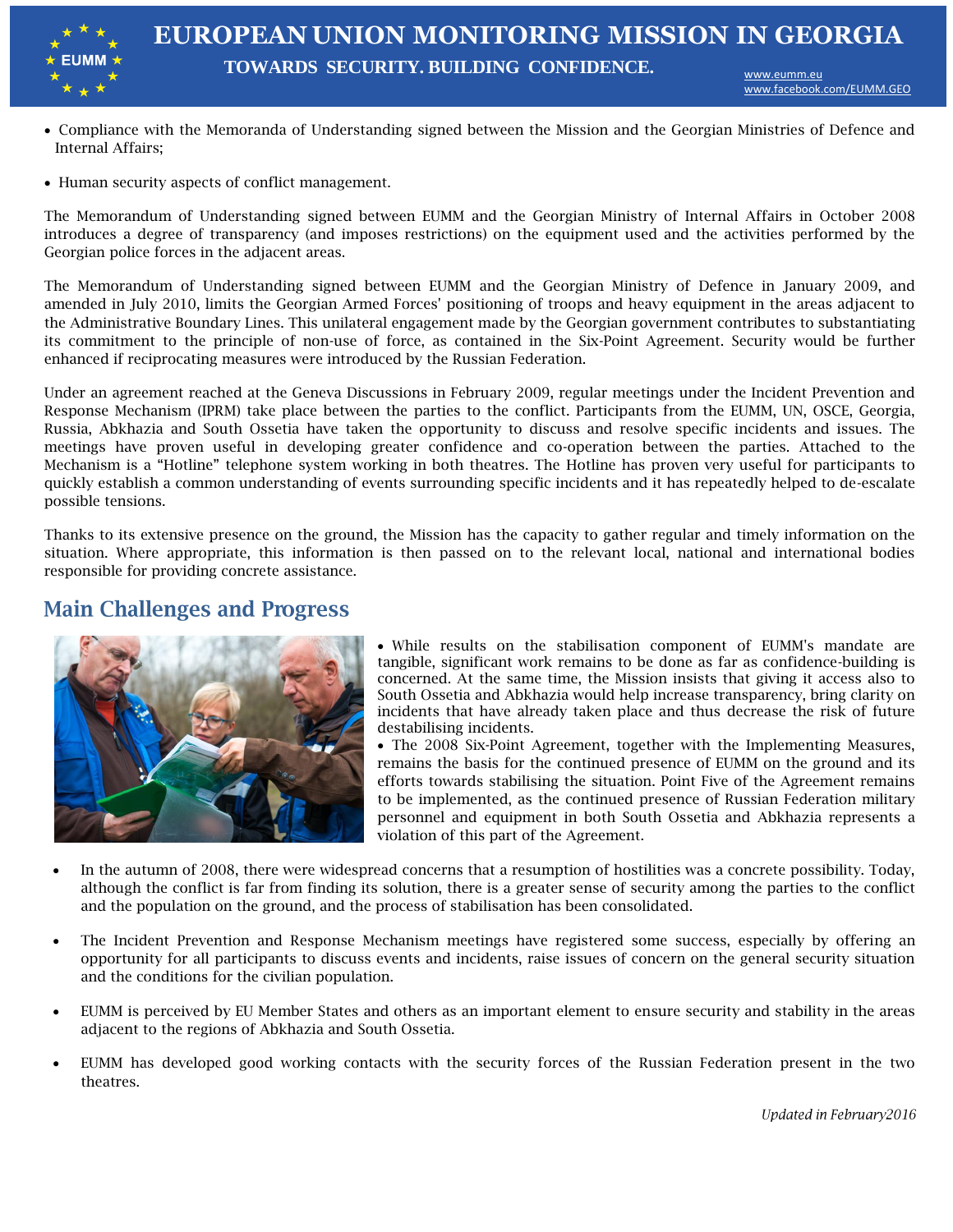- Compliance with the Memoranda of Understanding signed between the Mission and the Georgian Ministries of Defence and Internal Affairs;
- Human security aspects of conflict management.

The Memorandum of Understanding signed between EUMM and the Georgian Ministry of Internal Affairs in October 2008 introduces a degree of transparency (and imposes restrictions) on the equipment used and the activities performed by the Georgian police forces in the adjacent areas.

The Memorandum of Understanding signed between EUMM and the Georgian Ministry of Defence in January 2009, and amended in July 2010, limits the Georgian Armed Forces' positioning of troops and heavy equipment in the areas adjacent to the Administrative Boundary Lines. This unilateral engagement made by the Georgian government contributes to substantiating its commitment to the principle of non-use of force, as contained in the Six-Point Agreement. Security would be further enhanced if reciprocating measures were introduced by the Russian Federation.

Under an agreement reached at the Geneva Discussions in February 2009, regular meetings under the Incident Prevention and Response Mechanism (IPRM) take place between the parties to the conflict. Participants from the EUMM, UN, OSCE, Georgia, Russia, Abkhazia and South Ossetia have taken the opportunity to discuss and resolve specific incidents and issues. The meetings have proven useful in developing greater confidence and co-operation between the parties. Attached to the Mechanism is a "Hotline" telephone system working in both theatres. The Hotline has proven very useful for participants to quickly establish a common understanding of events surrounding specific incidents and it has repeatedly helped to de-escalate possible tensions.

Thanks to its extensive presence on the ground, the Mission has the capacity to gather regular and timely information on the situation. Where appropriate, this information is then passed on to the relevant local, national and international bodies responsible for providing concrete assistance.

## Main Challenges and Progress

- While results on the stabilisation component of EUMM's mandate are tangible, significant work remains to be done as far as confidence-building is concerned. At the same time, the Mission insists that giving it access also to South Ossetia and Abkhazia would help increase transparency, bring clarity on incidents that have already taken place and thus decrease the risk of future destabilising incidents.
- The 2008 Six-Point Agreement, together with the Implementing Measures, remains the basis for the continued presence of EUMM on the ground and its efforts towards stabilising the situation. Point Five of the Agreement remains to be implemented, as the continued presence of Russian Federation military personnel and equipment in both South Ossetia and Abkhazia represents a violation of this part of the Agreement.
- In the autumn of 2008, there were widespread concerns that a resumption of hostilities was a concrete possibility. Today, although the conflict is far from finding its solution, there is a greater sense of security among the parties to the conflict and the population on the ground, and the process of stabilisation has been consolidated.
- The Incident Prevention and Response Mechanism meetings have registered some success, especially by offering an opportunity for all participants to discuss events and incidents, raise issues of concern on the general security situation and the conditions for the civilian population.
- EUMM is perceived by EU Member States and others as an important element to ensure security and stability in the areas adjacent to the regions of Abkhazia and South Ossetia.
- EUMM has developed good working contacts with the security forces of the Russian Federation present in the two theatres.

*Updated in February2016*